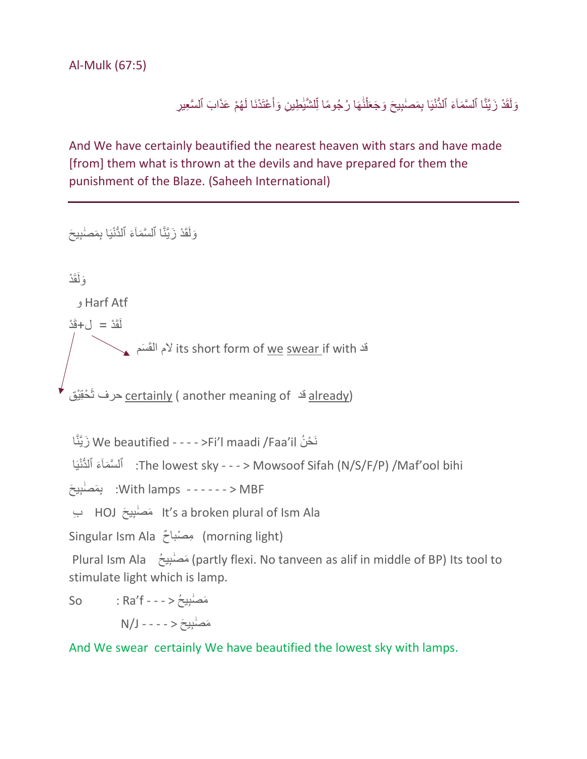Al-Mulk (67:5)

وَلَقَدْ زَيَّنَّا ٱلسَّمَآءَ ٱلدُّنْيَا بِمَصَٰبِيحَ وَجَعَلْنَٰهَا رُجُومًا لِّلشَّيَٰطِينِ وَأَعْتَدْنَا لَهُمْ عَذَابَ ٱلسَّعِيرِ

And We have certainly beautified the nearest heaven with stars and have made [from] them what is thrown at the devils and have prepared for them the punishment of the Blaze. (Saheeh International)

---

وَلَقَدْ زَيَّنَّا ٱلسَّمَآءَ ٱلدُّنْيَا بِمَصَٰبِيحَ

وَلَقَدْ

و Harf Atf

لَقَدْ = ل+قَدْ

لام القَسَم its short form of we swear if with قد

حرف تَحْقِيْق certainly ( another meaning of قد already)

زَيَّنَّا We beautified - - - - >Fi'l maadi /Faa'il نَحْنُ

ٱلسَّمَآءَ ٱلدُّنْيَا :The lowest sky - - - > Mowsoof Sifah (N/S/F/P) /Maf'ool bihi

بِمَصَٰبِيحَ :With lamps - - - - - - > MBF

بِ HOJ مَصَٰبِيحَ It's a broken plural of Ism Ala

Singular Ism Ala مِصْباحٌ (morning light)

Plural Ism Ala مَصَٰبِيحُ (partly flexi. No tanveen as alif in middle of BP) Its tool to stimulate light which is lamp.

So : Ra'f - - - > مَصَٰبِيحُ

N/J - - - - > مَصَٰبِيحَ

And We swear certainly We have beautified the lowest sky with lamps.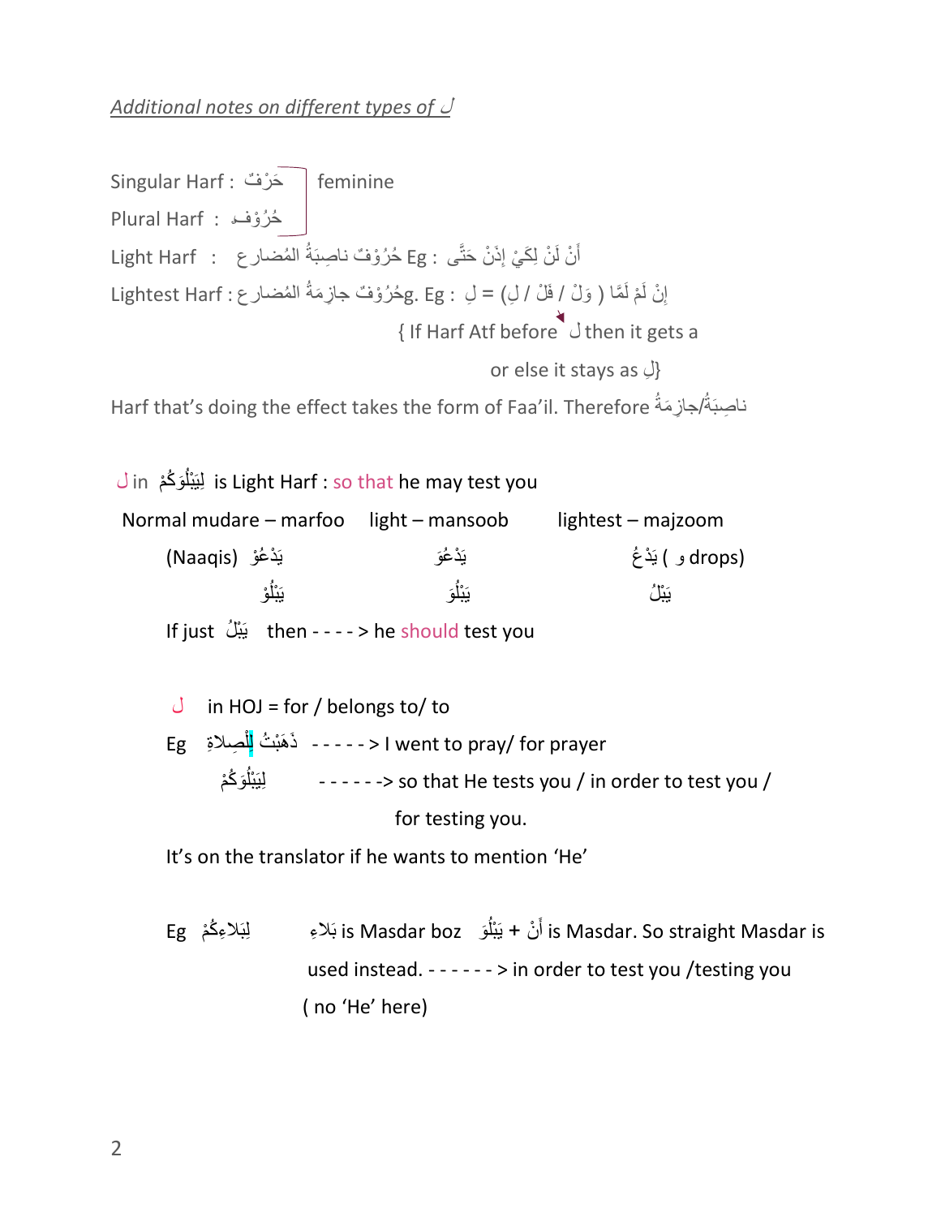*Additional notes on different types of ل*

Singular Harf : حَرْفٌ ⎤ feminine
Plural Harf : حُرُوْفٌ ⎦

Light Harf : حُرُوْفٌ ناصِبَةُ المُضارِع Eg : أَنْ لَنْ لِكَيْ إِذَنْ حَتَّى

Lightest Harf : حُرُوْفٌ جازِمَةُ المُضارِع. Eg : إِنْ لَمْ لَمَّا ( وَلْ / فَلْ / لِ) = لِ

{ If Harf Atf before ل then it gets a

or else it stays as لِ}

Harf that's doing the effect takes the form of Faa'il. Therefore ناصِبَةُ/جازِمَةُ

ل in لِيَبْلُوَكُمْ is Light Harf : so that he may test you

| Normal mudare – marfoo | light – mansoob | lightest – majzoom |
|---|---|---|
| (Naaqis) يَدْعُوْ | يَدْعُوَ | يَدْعُ ( و drops) |
| يَبْلُوْ | يَبْلُوَ | يَبْلُ |

If just يَبْلُ then - - - - > he should test you

ل in HOJ = for / belongs to/ to

Eg ذَهَبْتُ لِلْصِلاةِ - - - - - > I went to pray/ for prayer

لِيَبْلُوَكُمْ - - - - - -> so that He tests you / in order to test you / for testing you.

It's on the translator if he wants to mention 'He'

Eg لِبَلاءِكُمْ بَلاءِ is Masdar boz أَنْ + يَبْلُوَ is Masdar. So straight Masdar is used instead. - - - - - - > in order to test you /testing you ( no 'He' here)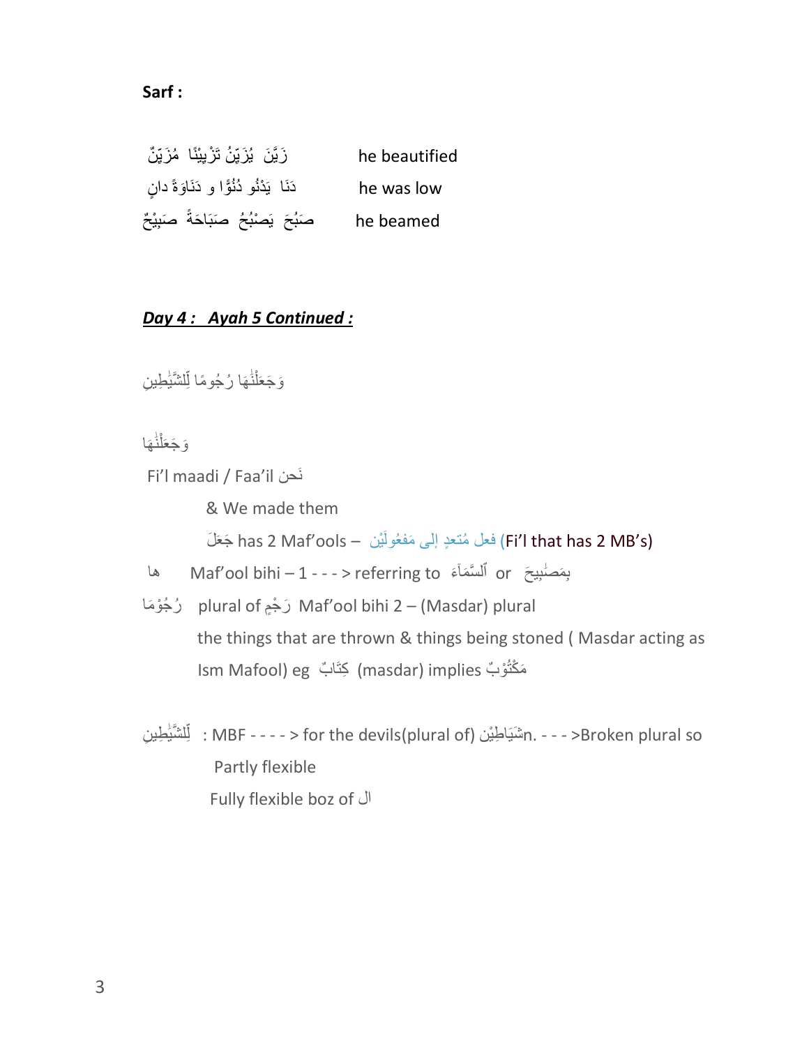**Sarf :**

زَيَّنَ  يُزَيِّنُ تَزْيِيْنًا  مُزَيِّنٌ          he beautified

دَنَا  يَدْنُو دُنُوًّا و دَنَاوَةً دانٍ          he was low

صَبُحَ  يَصْبُحُ  صَبَاحَةً  صَبِيْحٌ          he beamed

***Day 4 :   Ayah 5 Continued :***

وَجَعَلْنَٰهَا رُجُومًا لِّلشَّيَٰطِينِ

وَجَعَلْنَٰهَا

Fi'l maadi / Faa'il نَحن

& We made them

جَعَلَ has 2 Maf'ools – فعل مُتعدٍ إلى مَفعُولَيْن (Fi'l that has 2 MB's)

ها     Maf'ool bihi – 1 - - - > referring to ٱلسَّمَآءَ or بِمَصَٰبِيحَ

رُجُوْمَا   plural of رَجْمٍ  Maf'ool bihi 2 – (Masdar) plural

the things that are thrown & things being stoned ( Masdar acting as Ism Mafool) eg كِتَابٌ (masdar) implies مَكْتُوْبٌ

لِّلشَّيَٰطِينِ  : MBF - - - - > for the devils(plural of) شَيَاطِيْنn. - - - >Broken plural so

Partly flexible

Fully flexible boz of ال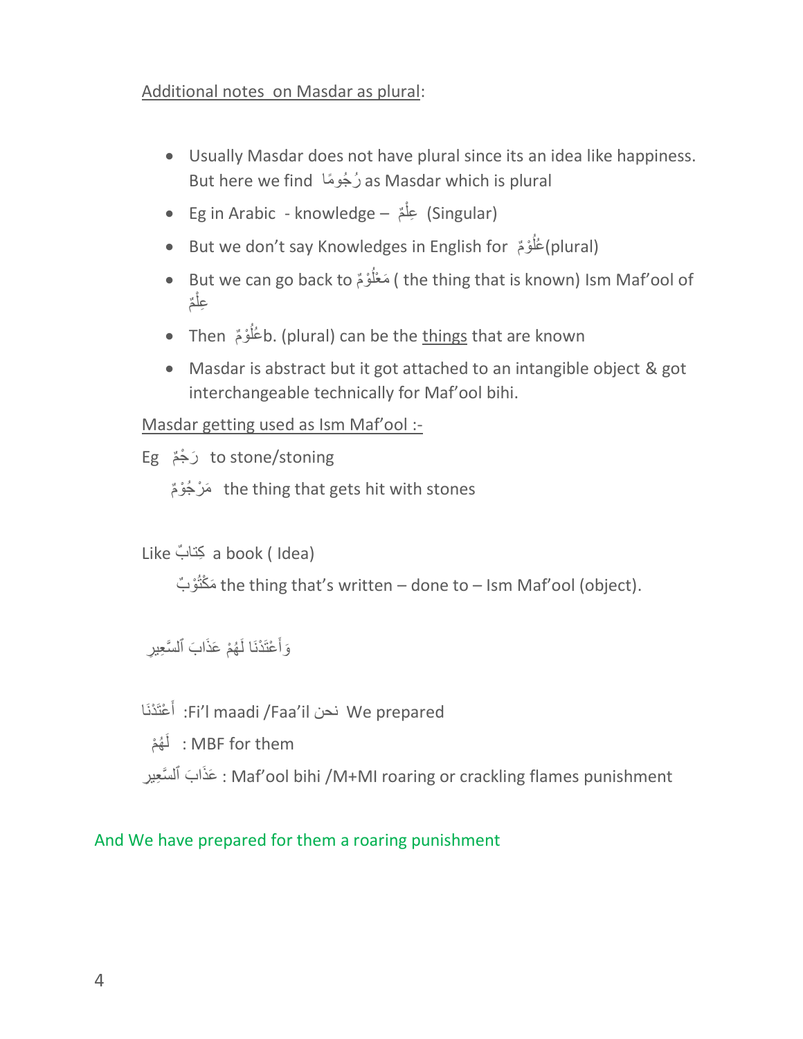Additional notes on Masdar as plural:

- Usually Masdar does not have plural since its an idea like happiness. But here we find رُجُومًا as Masdar which is plural
- Eg in Arabic - knowledge – عِلْمٌ (Singular)
- But we don't say Knowledges in English for عُلُوْمٌ(plural)
- But we can go back to مَعْلُوْمٌ ( the thing that is known) Ism Maf'ool of عِلْمٌ
- Then عُلُوْمٌb. (plural) can be the things that are known
- Masdar is abstract but it got attached to an intangible object & got interchangeable technically for Maf'ool bihi.

Masdar getting used as Ism Maf'ool :-

Eg رَجْمٌ to stone/stoning

مَرْجُوْمٌ the thing that gets hit with stones

Like كِتابٌ a book ( Idea)

مَكْتُوْبٌ the thing that's written – done to – Ism Maf'ool (object).

وَأَعْتَدْنَا لَهُمْ عَذَابَ ٱلسَّعِيرِ

أَعْتَدْنَا :Fi'l maadi /Faa'il نحن We prepared

لَهُمْ : MBF for them

عَذَابَ ٱلسَّعِيرِ : Maf'ool bihi /M+MI roaring or crackling flames punishment

And We have prepared for them a roaring punishment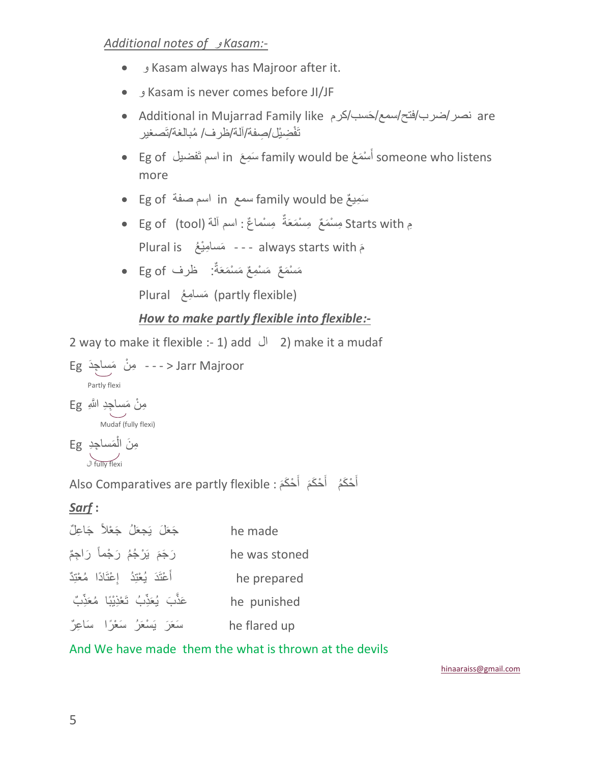*Additional notes of و Kasam:-*

- و Kasam always has Majroor after it.
- و Kasam is never comes before JI/JF
- Additional in Mujarrad Family like نصر/ضرب/فتح/سمع/حَسب/كرم are تَفْضِيْل/صِفة/آلة/ظرف/ مُبالغة/تَصغير
- Eg of اسم تَفضيل in سَمِعَ family would be أَسْمَعُ someone who listens more
- Eg of اسم صفة in سمع family would be سَمِيعٌ
- Eg of (tool) اسم آلة : مِسْمَعٌ مِسْمَعَةٌ مِسْماعٌ Starts with مِ
  
  Plural is مَسامِيْعُ --- always starts with مَ
- Eg of ظرف : مَسْمَعٌ مَسْمِعٌ مَسْمَعَةٌ
  
  Plural مَسامِعُ (partly flexible)

***How to make partly flexible into flexible:-***

2 way to make it flexible :- 1) add ال 2) make it a mudaf

Eg مِنْ مَساجِدَ - - - > Jarr Majroor

Partly flexi

Eg مِنْ مَساجِدِ اللهِ

Mudaf (fully flexi)

Eg مِنَ الْمَساجِدِ

ال fully flexi

Also Comparatives are partly flexible : أَحْكَمَ أَحْكَمُ

***Sarf*:**

| | |
|---|---|
| جَعَلَ يَجعَلُ جَعْلاً جَاعِلٌ | he made |
| رَجَمَ يَرْجُمُ رَجْماً رَاجِمٌ | he was stoned |
| أَعْتَدَ يُعْتِدُ إِعْتَادًا مُعْتِدٌ | he prepared |
| عَذَّبَ يُعَذِّبُ تَعْذِيْبًا مُعَذِّبٌ | he punished |
| سَعَرَ يَسْعَرُ سَعْرًا سَاعِرٌ | he flared up |

And We have made them the what is thrown at the devils

hinaaraiss@gmail.com